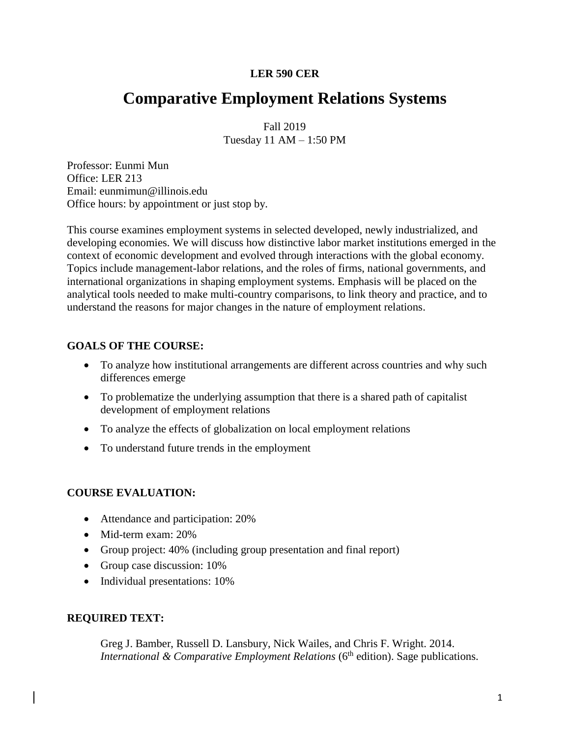**LER 590 CER**

# Comparative Employment Relations Systems

Fall 2019
Tuesday 11 AM – 1:50 PM

Professor: Eunmi Mun
Office: LER 213
Email: eunmimun@illinois.edu
Office hours: by appointment or just stop by.

This course examines employment systems in selected developed, newly industrialized, and developing economies. We will discuss how distinctive labor market institutions emerged in the context of economic development and evolved through interactions with the global economy. Topics include management-labor relations, and the roles of firms, national governments, and international organizations in shaping employment systems. Emphasis will be placed on the analytical tools needed to make multi-country comparisons, to link theory and practice, and to understand the reasons for major changes in the nature of employment relations.

**GOALS OF THE COURSE:**

- To analyze how institutional arrangements are different across countries and why such differences emerge
- To problematize the underlying assumption that there is a shared path of capitalist development of employment relations
- To analyze the effects of globalization on local employment relations
- To understand future trends in the employment

**COURSE EVALUATION:**

- Attendance and participation: 20%
- Mid-term exam: 20%
- Group project: 40% (including group presentation and final report)
- Group case discussion: 10%
- Individual presentations: 10%

**REQUIRED TEXT:**

Greg J. Bamber, Russell D. Lansbury, Nick Wailes, and Chris F. Wright. 2014. *International & Comparative Employment Relations* (6th edition). Sage publications.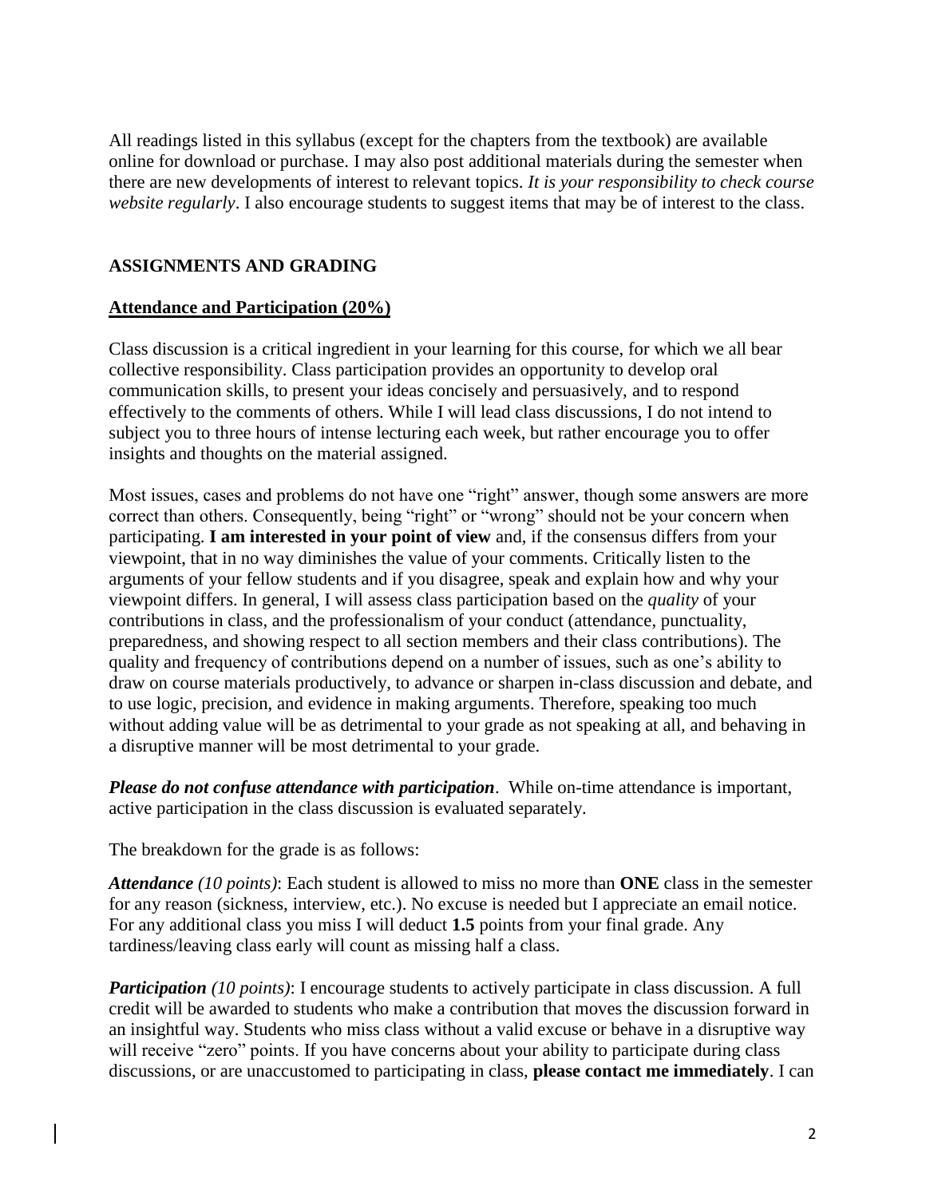All readings listed in this syllabus (except for the chapters from the textbook) are available online for download or purchase. I may also post additional materials during the semester when there are new developments of interest to relevant topics. *It is your responsibility to check course website regularly*. I also encourage students to suggest items that may be of interest to the class.

## ASSIGNMENTS AND GRADING

### Attendance and Participation (20%)

Class discussion is a critical ingredient in your learning for this course, for which we all bear collective responsibility. Class participation provides an opportunity to develop oral communication skills, to present your ideas concisely and persuasively, and to respond effectively to the comments of others. While I will lead class discussions, I do not intend to subject you to three hours of intense lecturing each week, but rather encourage you to offer insights and thoughts on the material assigned.

Most issues, cases and problems do not have one "right" answer, though some answers are more correct than others. Consequently, being "right" or "wrong" should not be your concern when participating. **I am interested in your point of view** and, if the consensus differs from your viewpoint, that in no way diminishes the value of your comments. Critically listen to the arguments of your fellow students and if you disagree, speak and explain how and why your viewpoint differs. In general, I will assess class participation based on the *quality* of your contributions in class, and the professionalism of your conduct (attendance, punctuality, preparedness, and showing respect to all section members and their class contributions). The quality and frequency of contributions depend on a number of issues, such as one's ability to draw on course materials productively, to advance or sharpen in-class discussion and debate, and to use logic, precision, and evidence in making arguments. Therefore, speaking too much without adding value will be as detrimental to your grade as not speaking at all, and behaving in a disruptive manner will be most detrimental to your grade.

***Please do not confuse attendance with participation***. While on-time attendance is important, active participation in the class discussion is evaluated separately.

The breakdown for the grade is as follows:

***Attendance** (10 points)*: Each student is allowed to miss no more than **ONE** class in the semester for any reason (sickness, interview, etc.). No excuse is needed but I appreciate an email notice. For any additional class you miss I will deduct **1.5** points from your final grade. Any tardiness/leaving class early will count as missing half a class.

***Participation** (10 points)*: I encourage students to actively participate in class discussion. A full credit will be awarded to students who make a contribution that moves the discussion forward in an insightful way. Students who miss class without a valid excuse or behave in a disruptive way will receive "zero" points. If you have concerns about your ability to participate during class discussions, or are unaccustomed to participating in class, **please contact me immediately**. I can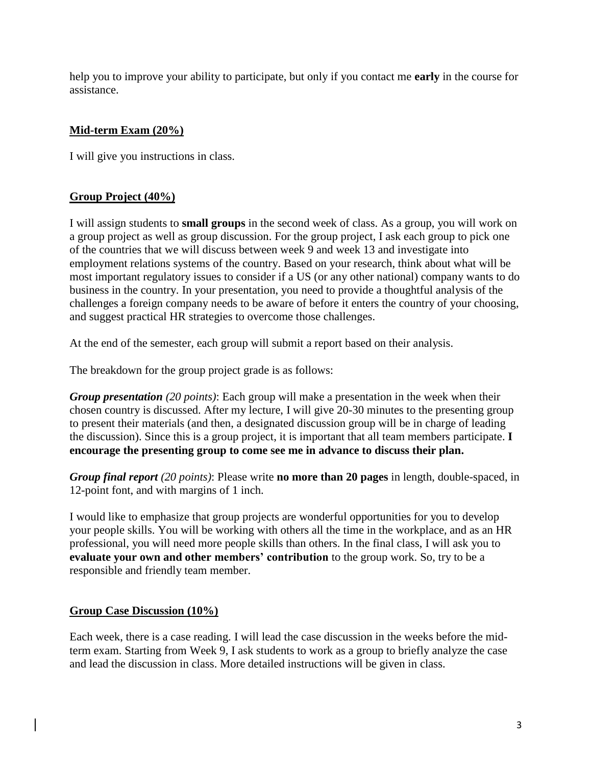help you to improve your ability to participate, but only if you contact me **early** in the course for assistance.

## Mid-term Exam (20%)

I will give you instructions in class.

## Group Project (40%)

I will assign students to **small groups** in the second week of class. As a group, you will work on a group project as well as group discussion. For the group project, I ask each group to pick one of the countries that we will discuss between week 9 and week 13 and investigate into employment relations systems of the country. Based on your research, think about what will be most important regulatory issues to consider if a US (or any other national) company wants to do business in the country. In your presentation, you need to provide a thoughtful analysis of the challenges a foreign company needs to be aware of before it enters the country of your choosing, and suggest practical HR strategies to overcome those challenges.

At the end of the semester, each group will submit a report based on their analysis.

The breakdown for the group project grade is as follows:

***Group presentation*** *(20 points)*: Each group will make a presentation in the week when their chosen country is discussed. After my lecture, I will give 20-30 minutes to the presenting group to present their materials (and then, a designated discussion group will be in charge of leading the discussion). Since this is a group project, it is important that all team members participate. **I encourage the presenting group to come see me in advance to discuss their plan.**

***Group final report*** *(20 points)*: Please write **no more than 20 pages** in length, double-spaced, in 12-point font, and with margins of 1 inch.

I would like to emphasize that group projects are wonderful opportunities for you to develop your people skills. You will be working with others all the time in the workplace, and as an HR professional, you will need more people skills than others. In the final class, I will ask you to **evaluate your own and other members' contribution** to the group work. So, try to be a responsible and friendly team member.

## Group Case Discussion (10%)

Each week, there is a case reading. I will lead the case discussion in the weeks before the mid-term exam. Starting from Week 9, I ask students to work as a group to briefly analyze the case and lead the discussion in class. More detailed instructions will be given in class.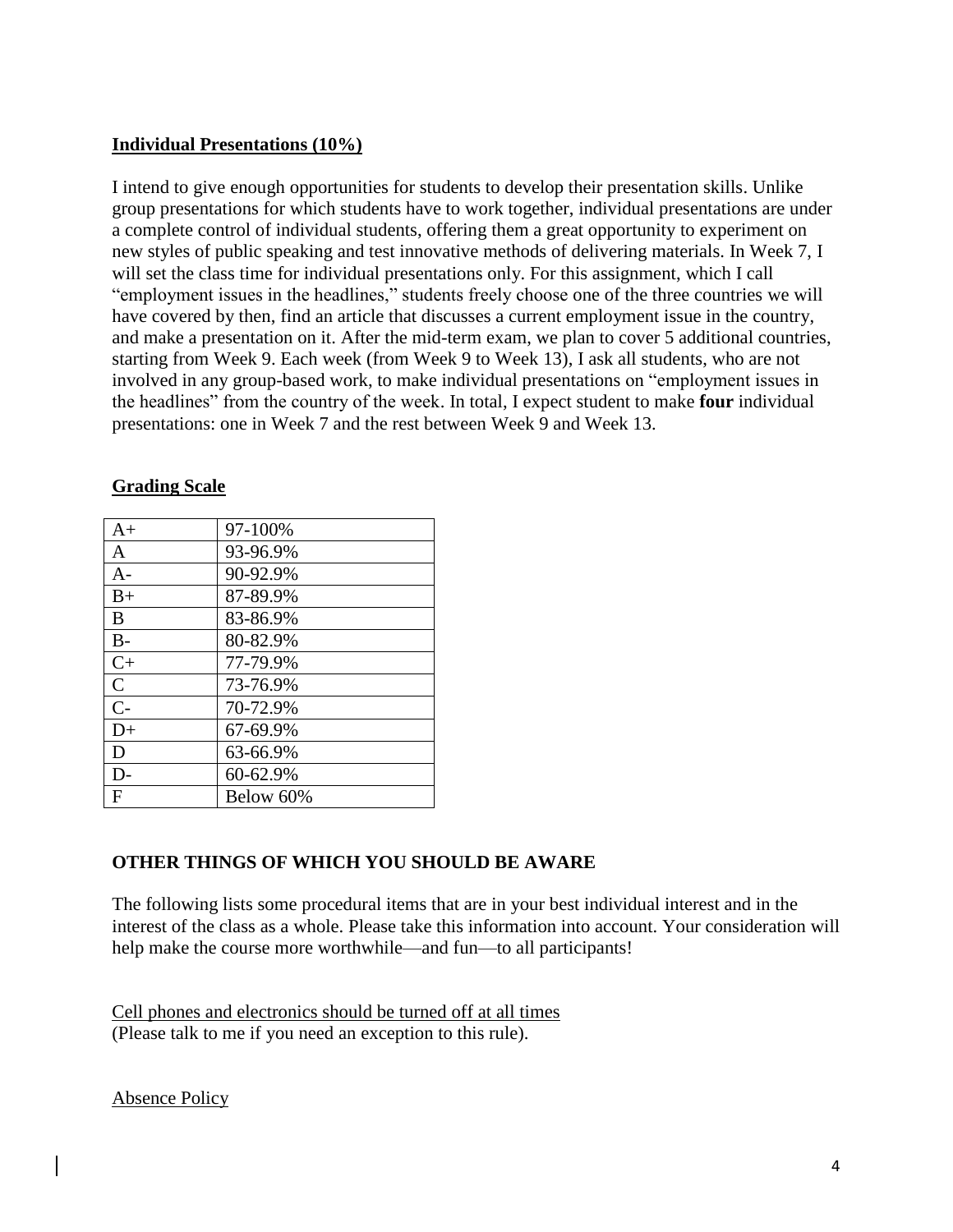**Individual Presentations (10%)**

I intend to give enough opportunities for students to develop their presentation skills. Unlike group presentations for which students have to work together, individual presentations are under a complete control of individual students, offering them a great opportunity to experiment on new styles of public speaking and test innovative methods of delivering materials. In Week 7, I will set the class time for individual presentations only. For this assignment, which I call "employment issues in the headlines," students freely choose one of the three countries we will have covered by then, find an article that discusses a current employment issue in the country, and make a presentation on it. After the mid-term exam, we plan to cover 5 additional countries, starting from Week 9. Each week (from Week 9 to Week 13), I ask all students, who are not involved in any group-based work, to make individual presentations on "employment issues in the headlines" from the country of the week. In total, I expect student to make **four** individual presentations: one in Week 7 and the rest between Week 9 and Week 13.

**Grading Scale**

| | |
|---|---|
| A+ | 97-100% |
| A | 93-96.9% |
| A- | 90-92.9% |
| B+ | 87-89.9% |
| B | 83-86.9% |
| B- | 80-82.9% |
| C+ | 77-79.9% |
| C | 73-76.9% |
| C- | 70-72.9% |
| D+ | 67-69.9% |
| D | 63-66.9% |
| D- | 60-62.9% |
| F | Below 60% |

## OTHER THINGS OF WHICH YOU SHOULD BE AWARE

The following lists some procedural items that are in your best individual interest and in the interest of the class as a whole. Please take this information into account. Your consideration will help make the course more worthwhile—and fun—to all participants!

Cell phones and electronics should be turned off at all times
(Please talk to me if you need an exception to this rule).

Absence Policy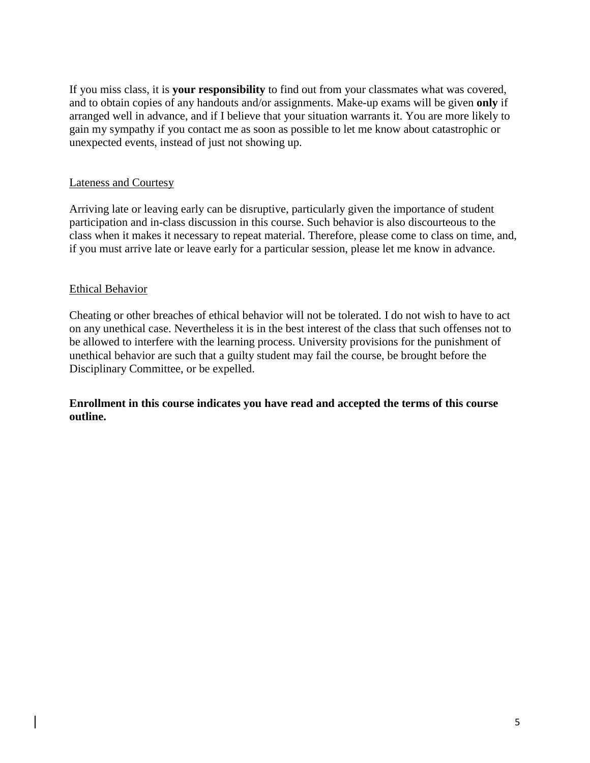If you miss class, it is **your responsibility** to find out from your classmates what was covered, and to obtain copies of any handouts and/or assignments. Make-up exams will be given **only** if arranged well in advance, and if I believe that your situation warrants it. You are more likely to gain my sympathy if you contact me as soon as possible to let me know about catastrophic or unexpected events, instead of just not showing up.

<u>Lateness and Courtesy</u>

Arriving late or leaving early can be disruptive, particularly given the importance of student participation and in-class discussion in this course. Such behavior is also discourteous to the class when it makes it necessary to repeat material. Therefore, please come to class on time, and, if you must arrive late or leave early for a particular session, please let me know in advance.

<u>Ethical Behavior</u>

Cheating or other breaches of ethical behavior will not be tolerated. I do not wish to have to act on any unethical case. Nevertheless it is in the best interest of the class that such offenses not to be allowed to interfere with the learning process. University provisions for the punishment of unethical behavior are such that a guilty student may fail the course, be brought before the Disciplinary Committee, or be expelled.

**Enrollment in this course indicates you have read and accepted the terms of this course outline.**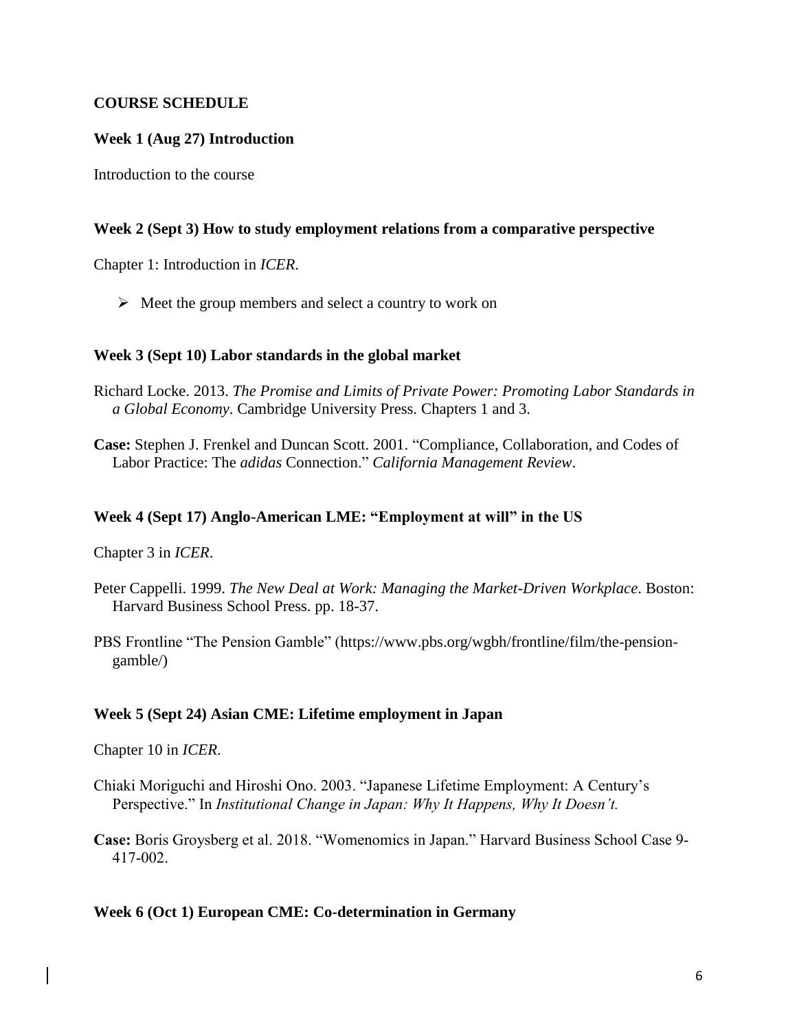**COURSE SCHEDULE**

**Week 1 (Aug 27) Introduction**

Introduction to the course

**Week 2 (Sept 3) How to study employment relations from a comparative perspective**

Chapter 1: Introduction in *ICER*.

- Meet the group members and select a country to work on

**Week 3 (Sept 10) Labor standards in the global market**

Richard Locke. 2013. *The Promise and Limits of Private Power: Promoting Labor Standards in a Global Economy*. Cambridge University Press. Chapters 1 and 3.

**Case:** Stephen J. Frenkel and Duncan Scott. 2001. "Compliance, Collaboration, and Codes of Labor Practice: The *adidas* Connection." *California Management Review*.

**Week 4 (Sept 17) Anglo-American LME: "Employment at will" in the US**

Chapter 3 in *ICER*.

Peter Cappelli. 1999. *The New Deal at Work: Managing the Market-Driven Workplace*. Boston: Harvard Business School Press. pp. 18-37.

PBS Frontline "The Pension Gamble" (https://www.pbs.org/wgbh/frontline/film/the-pension-gamble/)

**Week 5 (Sept 24) Asian CME: Lifetime employment in Japan**

Chapter 10 in *ICER*.

Chiaki Moriguchi and Hiroshi Ono. 2003. "Japanese Lifetime Employment: A Century's Perspective." In *Institutional Change in Japan: Why It Happens, Why It Doesn't.*

**Case:** Boris Groysberg et al. 2018. "Womenomics in Japan." Harvard Business School Case 9-417-002.

**Week 6 (Oct 1) European CME: Co-determination in Germany**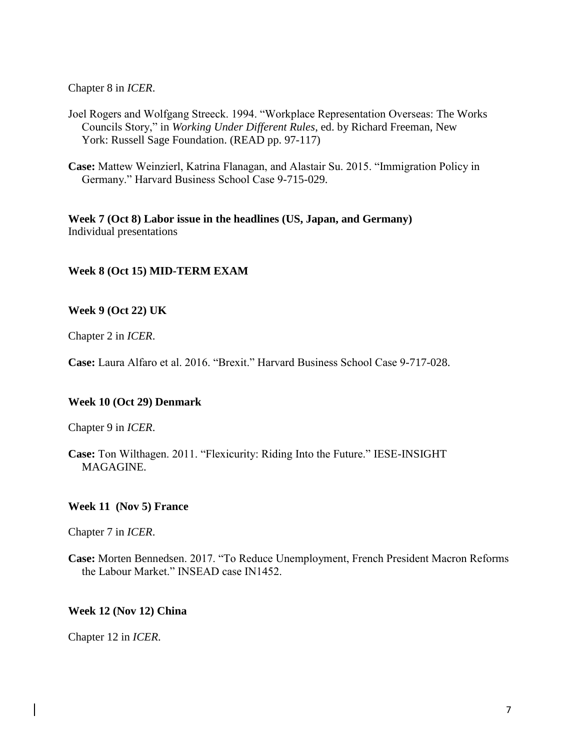Chapter 8 in *ICER*.

Joel Rogers and Wolfgang Streeck. 1994. "Workplace Representation Overseas: The Works Councils Story," in *Working Under Different Rules*, ed. by Richard Freeman, New York: Russell Sage Foundation. (READ pp. 97-117)

**Case:** Mattew Weinzierl, Katrina Flanagan, and Alastair Su. 2015. "Immigration Policy in Germany." Harvard Business School Case 9-715-029.

**Week 7 (Oct 8) Labor issue in the headlines (US, Japan, and Germany)**
Individual presentations

**Week 8 (Oct 15) MID-TERM EXAM**

**Week 9 (Oct 22) UK**

Chapter 2 in *ICER*.

**Case:** Laura Alfaro et al. 2016. "Brexit." Harvard Business School Case 9-717-028.

**Week 10 (Oct 29) Denmark**

Chapter 9 in *ICER*.

**Case:** Ton Wilthagen. 2011. "Flexicurity: Riding Into the Future." IESE-INSIGHT MAGAGINE.

**Week 11 (Nov 5) France**

Chapter 7 in *ICER*.

**Case:** Morten Bennedsen. 2017. "To Reduce Unemployment, French President Macron Reforms the Labour Market." INSEAD case IN1452.

**Week 12 (Nov 12) China**

Chapter 12 in *ICER*.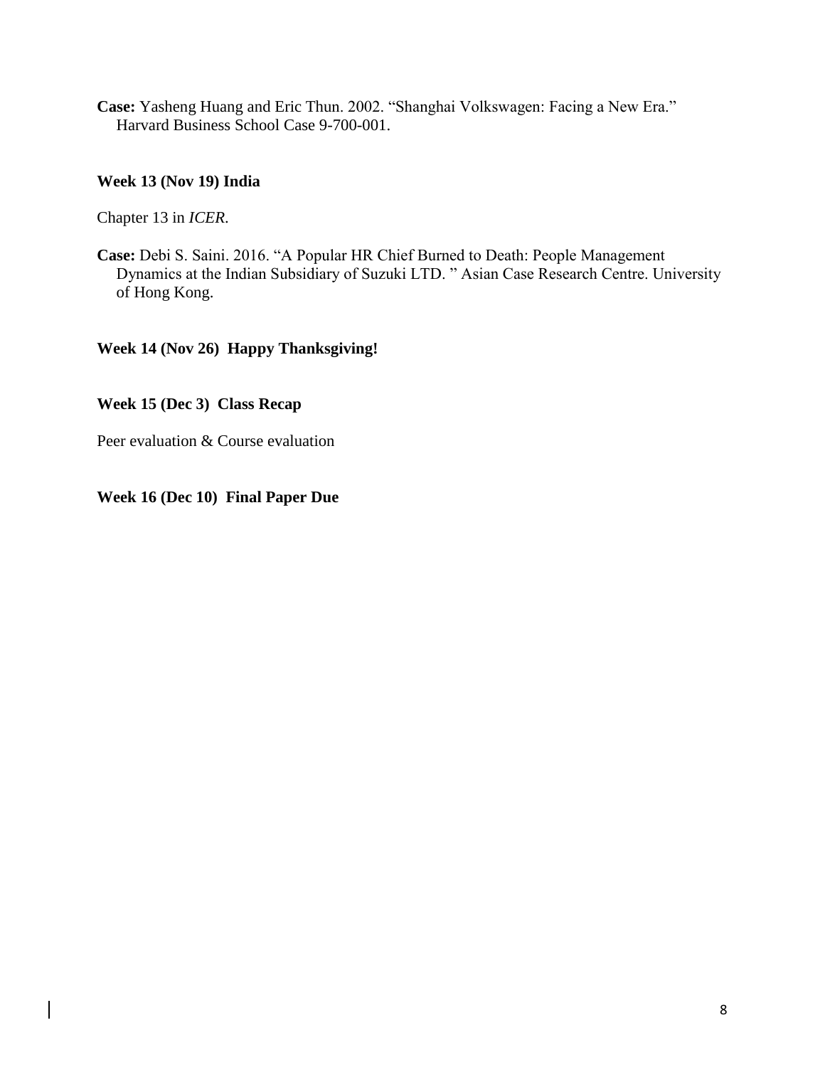**Case:** Yasheng Huang and Eric Thun. 2002. "Shanghai Volkswagen: Facing a New Era." Harvard Business School Case 9-700-001.

**Week 13 (Nov 19) India**

Chapter 13 in *ICER*.

**Case:** Debi S. Saini. 2016. "A Popular HR Chief Burned to Death: People Management Dynamics at the Indian Subsidiary of Suzuki LTD. " Asian Case Research Centre. University of Hong Kong.

**Week 14 (Nov 26) Happy Thanksgiving!**

**Week 15 (Dec 3) Class Recap**

Peer evaluation & Course evaluation

**Week 16 (Dec 10) Final Paper Due**